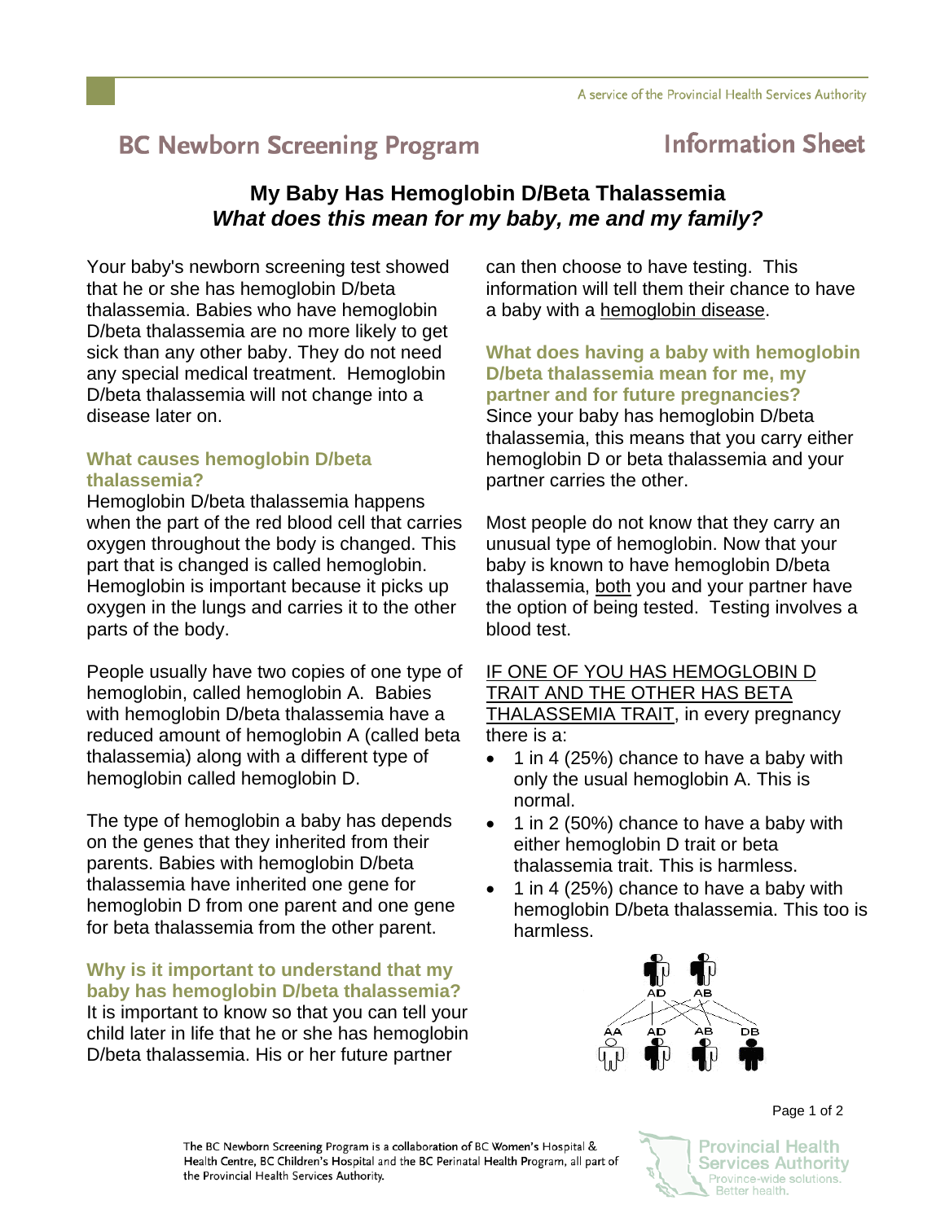# BC Newborn Screening Program — Information Sheet

## My Baby Has Hemoglobin D/Beta Thalassemia
### *What does this mean for my baby, me and my family?*

Your baby's newborn screening test showed that he or she has hemoglobin D/beta thalassemia. Babies who have hemoglobin D/beta thalassemia are no more likely to get sick than any other baby. They do not need any special medical treatment. Hemoglobin D/beta thalassemia will not change into a disease later on.

### What causes hemoglobin D/beta thalassemia?

Hemoglobin D/beta thalassemia happens when the part of the red blood cell that carries oxygen throughout the body is changed. This part that is changed is called hemoglobin. Hemoglobin is important because it picks up oxygen in the lungs and carries it to the other parts of the body.

People usually have two copies of one type of hemoglobin, called hemoglobin A. Babies with hemoglobin D/beta thalassemia have a reduced amount of hemoglobin A (called beta thalassemia) along with a different type of hemoglobin called hemoglobin D.

The type of hemoglobin a baby has depends on the genes that they inherited from their parents. Babies with hemoglobin D/beta thalassemia have inherited one gene for hemoglobin D from one parent and one gene for beta thalassemia from the other parent.

### Why is it important to understand that my baby has hemoglobin D/beta thalassemia?

It is important to know so that you can tell your child later in life that he or she has hemoglobin D/beta thalassemia. His or her future partner can then choose to have testing. This information will tell them their chance to have a baby with a hemoglobin disease.

### What does having a baby with hemoglobin D/beta thalassemia mean for me, my partner and for future pregnancies?

Since your baby has hemoglobin D/beta thalassemia, this means that you carry either hemoglobin D or beta thalassemia and your partner carries the other.

Most people do not know that they carry an unusual type of hemoglobin. Now that your baby is known to have hemoglobin D/beta thalassemia, both you and your partner have the option of being tested. Testing involves a blood test.

IF ONE OF YOU HAS HEMOGLOBIN D TRAIT AND THE OTHER HAS BETA THALASSEMIA TRAIT, in every pregnancy there is a:

- 1 in 4 (25%) chance to have a baby with only the usual hemoglobin A. This is normal.
- 1 in 2 (50%) chance to have a baby with either hemoglobin D trait or beta thalassemia trait. This is harmless.
- 1 in 4 (25%) chance to have a baby with hemoglobin D/beta thalassemia. This too is harmless.

AD AB

AA AD AB DB

The BC Newborn Screening Program is a collaboration of BC Women's Hospital & Health Centre, BC Children's Hospital and the BC Perinatal Health Program, all part of the Provincial Health Services Authority.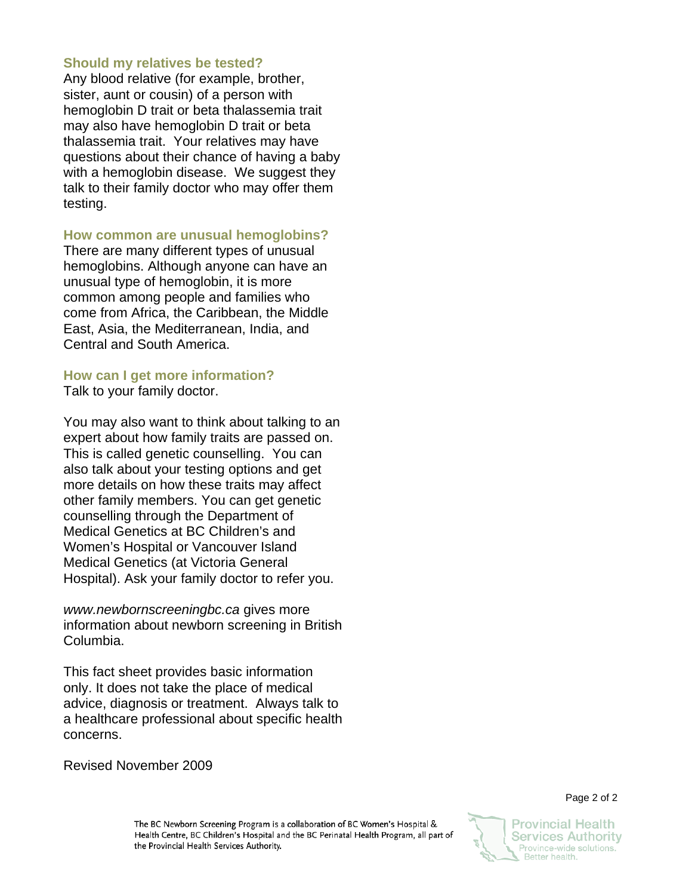## Should my relatives be tested?

Any blood relative (for example, brother, sister, aunt or cousin) of a person with hemoglobin D trait or beta thalassemia trait may also have hemoglobin D trait or beta thalassemia trait. Your relatives may have questions about their chance of having a baby with a hemoglobin disease. We suggest they talk to their family doctor who may offer them testing.

## How common are unusual hemoglobins?

There are many different types of unusual hemoglobins. Although anyone can have an unusual type of hemoglobin, it is more common among people and families who come from Africa, the Caribbean, the Middle East, Asia, the Mediterranean, India, and Central and South America.

## How can I get more information?

Talk to your family doctor.

You may also want to think about talking to an expert about how family traits are passed on. This is called genetic counselling. You can also talk about your testing options and get more details on how these traits may affect other family members. You can get genetic counselling through the Department of Medical Genetics at BC Children's and Women's Hospital or Vancouver Island Medical Genetics (at Victoria General Hospital). Ask your family doctor to refer you.

*www.newbornscreeningbc.ca* gives more information about newborn screening in British Columbia.

This fact sheet provides basic information only. It does not take the place of medical advice, diagnosis or treatment. Always talk to a healthcare professional about specific health concerns.

Revised November 2009

The BC Newborn Screening Program is a collaboration of BC Women's Hospital & Health Centre, BC Children's Hospital and the BC Perinatal Health Program, all part of the Provincial Health Services Authority.

Provincial Health Services Authority
Province-wide solutions. Better health.